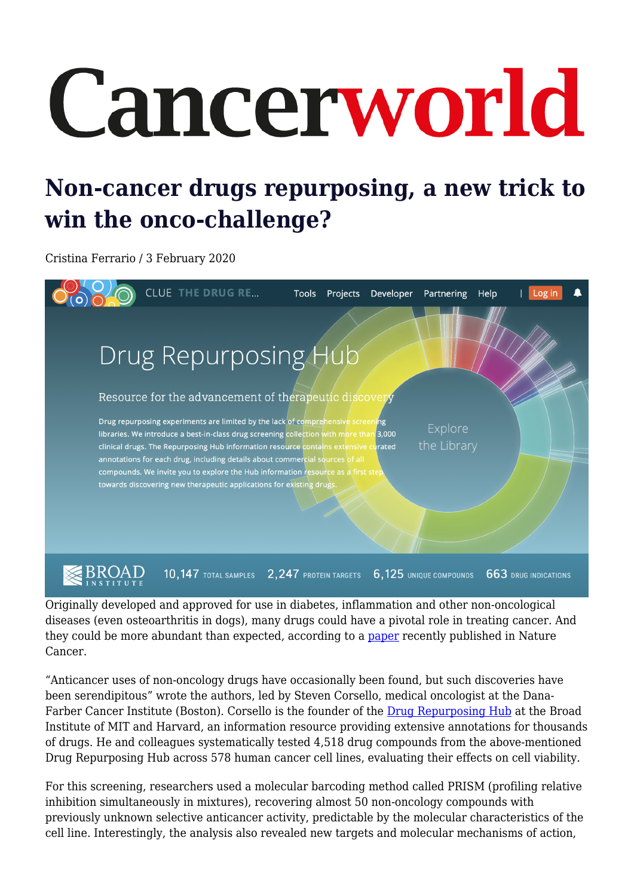# Cancerworld

## Non-cancer drugs repurposing, a new trick to win the onco-challenge?

Cristina Ferrario / 3 February 2020

Originally developed and approved for use in diabetes, inflammation and other non-oncological diseases (even osteoarthritis in dogs), many drugs could have a pivotal role in treating cancer. And they could be more abundant than expected, according to a paper recently published in Nature Cancer.

"Anticancer uses of non-oncology drugs have occasionally been found, but such discoveries have been serendipitous" wrote the authors, led by Steven Corsello, medical oncologist at the Dana-Farber Cancer Institute (Boston). Corsello is the founder of the Drug Repurposing Hub at the Broad Institute of MIT and Harvard, an information resource providing extensive annotations for thousands of drugs. He and colleagues systematically tested 4,518 drug compounds from the above-mentioned Drug Repurposing Hub across 578 human cancer cell lines, evaluating their effects on cell viability.

For this screening, researchers used a molecular barcoding method called PRISM (profiling relative inhibition simultaneously in mixtures), recovering almost 50 non-oncology compounds with previously unknown selective anticancer activity, predictable by the molecular characteristics of the cell line. Interestingly, the analysis also revealed new targets and molecular mechanisms of action,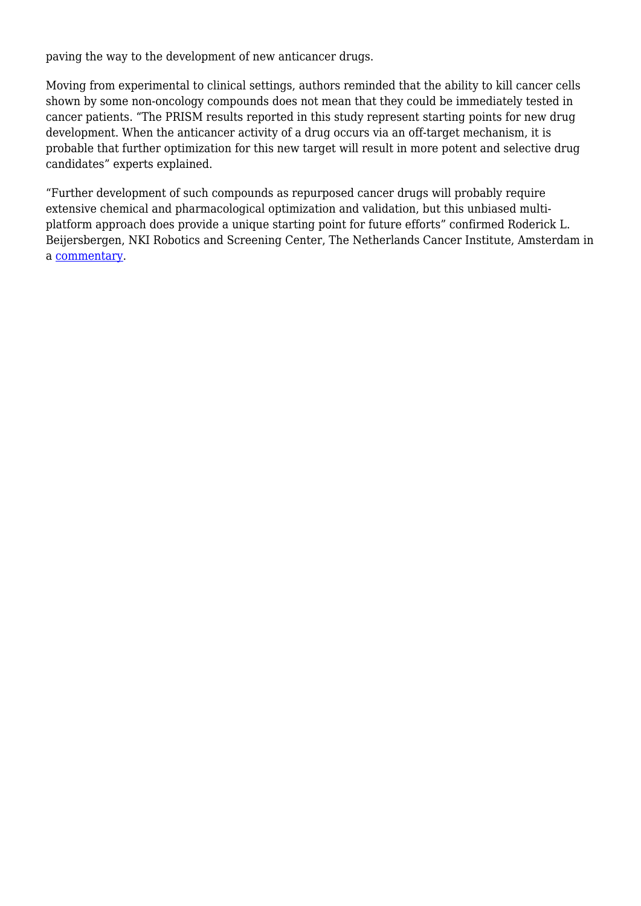paving the way to the development of new anticancer drugs.

Moving from experimental to clinical settings, authors reminded that the ability to kill cancer cells shown by some non-oncology compounds does not mean that they could be immediately tested in cancer patients. “The PRISM results reported in this study represent starting points for new drug development. When the anticancer activity of a drug occurs via an off-target mechanism, it is probable that further optimization for this new target will result in more potent and selective drug candidates” experts explained.

“Further development of such compounds as repurposed cancer drugs will probably require extensive chemical and pharmacological optimization and validation, but this unbiased multi-platform approach does provide a unique starting point for future efforts” confirmed Roderick L. Beijersbergen, NKI Robotics and Screening Center, The Netherlands Cancer Institute, Amsterdam in a commentary.